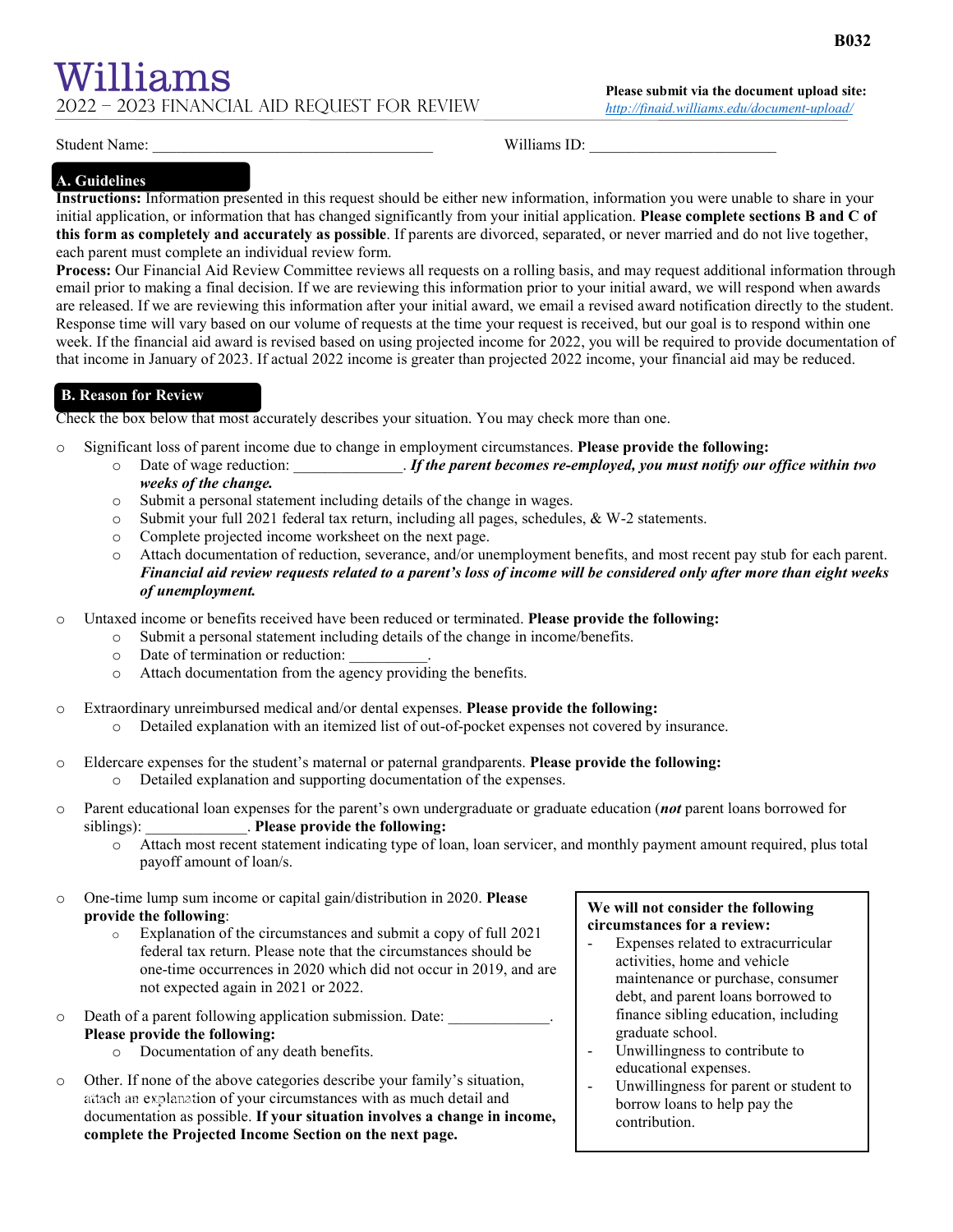B032

# Williams

## 2022 – 2023 Financial Aid Request for Review

**Please submit via the document upload site:**
http://finaid.williams.edu/document-upload/

Student Name: ___________________________________ Williams ID: _______________________

### A. Guidelines

**Instructions:** Information presented in this request should be either new information, information you were unable to share in your initial application, or information that has changed significantly from your initial application. **Please complete sections B and C of this form as completely and accurately as possible**. If parents are divorced, separated, or never married and do not live together, each parent must complete an individual review form.

**Process:** Our Financial Aid Review Committee reviews all requests on a rolling basis, and may request additional information through email prior to making a final decision. If we are reviewing this information prior to your initial award, we will respond when awards are released. If we are reviewing this information after your initial award, we email a revised award notification directly to the student. Response time will vary based on our volume of requests at the time your request is received, but our goal is to respond within one week. If the financial aid award is revised based on using projected income for 2022, you will be required to provide documentation of that income in January of 2023. If actual 2022 income is greater than projected 2022 income, your financial aid may be reduced.

### B. Reason for Review

Check the box below that most accurately describes your situation. You may check more than one.

- Significant loss of parent income due to change in employment circumstances. **Please provide the following:**
  - Date of wage reduction: ______________. ***If the parent becomes re-employed, you must notify our office within two weeks of the change.***
  - Submit a personal statement including details of the change in wages.
  - Submit your full 2021 federal tax return, including all pages, schedules, & W-2 statements.
  - Complete projected income worksheet on the next page.
  - Attach documentation of reduction, severance, and/or unemployment benefits, and most recent pay stub for each parent. ***Financial aid review requests related to a parent's loss of income will be considered only after more than eight weeks of unemployment.***
- Untaxed income or benefits received have been reduced or terminated. **Please provide the following:**
  - Submit a personal statement including details of the change in income/benefits.
  - Date of termination or reduction: __________.
  - Attach documentation from the agency providing the benefits.
- Extraordinary unreimbursed medical and/or dental expenses. **Please provide the following:**
  - Detailed explanation with an itemized list of out-of-pocket expenses not covered by insurance.
- Eldercare expenses for the student's maternal or paternal grandparents. **Please provide the following:**
  - Detailed explanation and supporting documentation of the expenses.
- Parent educational loan expenses for the parent's own undergraduate or graduate education (***not*** parent loans borrowed for siblings): _____________. **Please provide the following:**
  - Attach most recent statement indicating type of loan, loan servicer, and monthly payment amount required, plus total payoff amount of loan/s.
- One-time lump sum income or capital gain/distribution in 2020. **Please provide the following**:
  - Explanation of the circumstances and submit a copy of full 2021 federal tax return. Please note that the circumstances should be one-time occurrences in 2020 which did not occur in 2019, and are not expected again in 2021 or 2022.
- Death of a parent following application submission. Date: _____________. **Please provide the following:**
  - Documentation of any death benefits.
- Other. If none of the above categories describe your family's situation, attach an explanation of your circumstances with as much detail and documentation as possible. **If your situation involves a change in income, complete the Projected Income Section on the next page.**

**We will not consider the following circumstances for a review:**

- Expenses related to extracurricular activities, home and vehicle maintenance or purchase, consumer debt, and parent loans borrowed to finance sibling education, including graduate school.
- Unwillingness to contribute to educational expenses.
- Unwillingness for parent or student to borrow loans to help pay the contribution.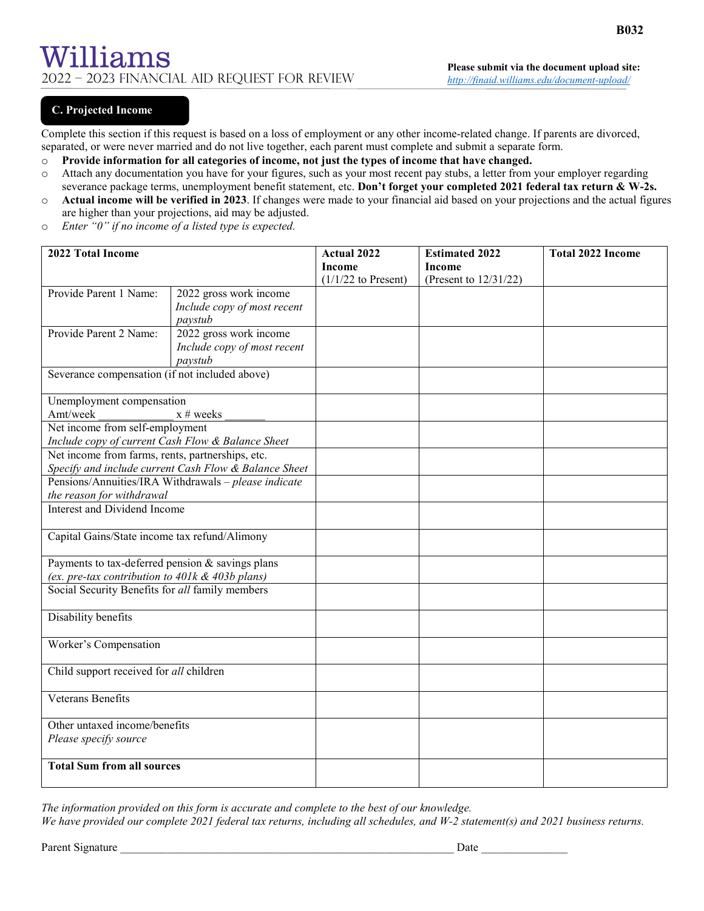B032

# Williams

2022 – 2023 FINANCIAL AID REQUEST FOR REVIEW

**Please submit via the document upload site:**
http://finaid.williams.edu/document-upload/

## C. Projected Income

Complete this section if this request is based on a loss of employment or any other income-related change. If parents are divorced, separated, or were never married and do not live together, each parent must complete and submit a separate form.

- **Provide information for all categories of income, not just the types of income that have changed.**
- Attach any documentation you have for your figures, such as your most recent pay stubs, a letter from your employer regarding severance package terms, unemployment benefit statement, etc. **Don't forget your completed 2021 federal tax return & W-2s.**
- **Actual income will be verified in 2023**. If changes were made to your financial aid based on your projections and the actual figures are higher than your projections, aid may be adjusted.
- *Enter "0" if no income of a listed type is expected.*

| **2022 Total Income** | | **Actual 2022 Income** (1/1/22 to Present) | **Estimated 2022 Income** (Present to 12/31/22) | **Total 2022 Income** |
|---|---|---|---|---|
| Provide Parent 1 Name: | 2022 gross work income *Include copy of most recent paystub* | | | |
| Provide Parent 2 Name: | 2022 gross work income *Include copy of most recent paystub* | | | |
| Severance compensation (if not included above) | | | | |
| Unemployment compensation Amt/week ____________ x # weeks _______ | | | | |
| Net income from self-employment *Include copy of current Cash Flow & Balance Sheet* | | | | |
| Net income from farms, rents, partnerships, etc. *Specify and include current Cash Flow & Balance Sheet* | | | | |
| Pensions/Annuities/IRA Withdrawals – *please indicate the reason for withdrawal* | | | | |
| Interest and Dividend Income | | | | |
| Capital Gains/State income tax refund/Alimony | | | | |
| Payments to tax-deferred pension & savings plans *(ex. pre-tax contribution to 401k & 403b plans)* | | | | |
| Social Security Benefits for *all* family members | | | | |
| Disability benefits | | | | |
| Worker's Compensation | | | | |
| Child support received for *all* children | | | | |
| Veterans Benefits | | | | |
| Other untaxed income/benefits *Please specify source* | | | | |
| **Total Sum from all sources** | | | | |

*The information provided on this form is accurate and complete to the best of our knowledge.*
*We have provided our complete 2021 federal tax returns, including all schedules, and W-2 statement(s) and 2021 business returns.*

Parent Signature ___________________________________________________________ Date _______________